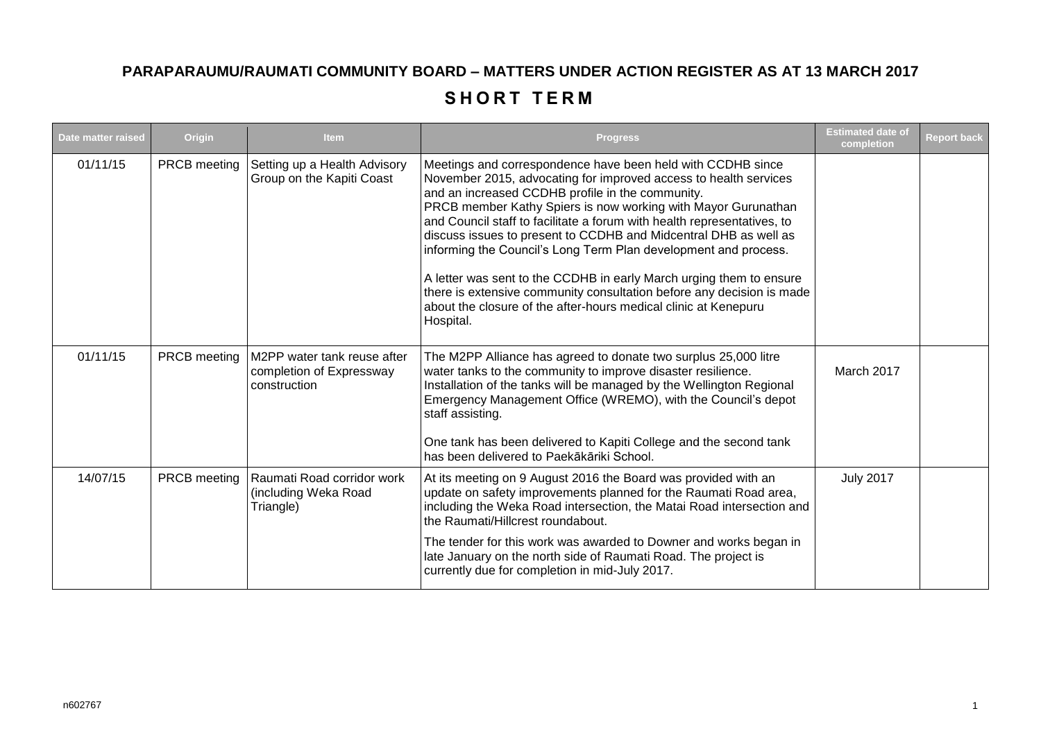# PARAPARAUMU/RAUMATI COMMUNITY BOARD – MATTERS UNDER ACTION REGISTER AS AT 13 MARCH 2017

## SHORT TERM

| Date matter raised | Origin | Item | Progress | Estimated date of completion | Report back |
|---|---|---|---|---|---|
| 01/11/15 | PRCB meeting | Setting up a Health Advisory Group on the Kapiti Coast | Meetings and correspondence have been held with CCDHB since November 2015, advocating for improved access to health services and an increased CCDHB profile in the community.<br>PRCB member Kathy Spiers is now working with Mayor Gurunathan and Council staff to facilitate a forum with health representatives, to discuss issues to present to CCDHB and Midcentral DHB as well as informing the Council's Long Term Plan development and process.<br><br>A letter was sent to the CCDHB in early March urging them to ensure there is extensive community consultation before any decision is made about the closure of the after-hours medical clinic at Kenepuru Hospital. | | |
| 01/11/15 | PRCB meeting | M2PP water tank reuse after completion of Expressway construction | The M2PP Alliance has agreed to donate two surplus 25,000 litre water tanks to the community to improve disaster resilience. Installation of the tanks will be managed by the Wellington Regional Emergency Management Office (WREMO), with the Council's depot staff assisting.<br><br>One tank has been delivered to Kapiti College and the second tank has been delivered to Paekākāriki School. | March 2017 | |
| 14/07/15 | PRCB meeting | Raumati Road corridor work (including Weka Road Triangle) | At its meeting on 9 August 2016 the Board was provided with an update on safety improvements planned for the Raumati Road area, including the Weka Road intersection, the Matai Road intersection and the Raumati/Hillcrest roundabout.<br><br>The tender for this work was awarded to Downer and works began in late January on the north side of Raumati Road. The project is currently due for completion in mid-July 2017. | July 2017 | |

n602767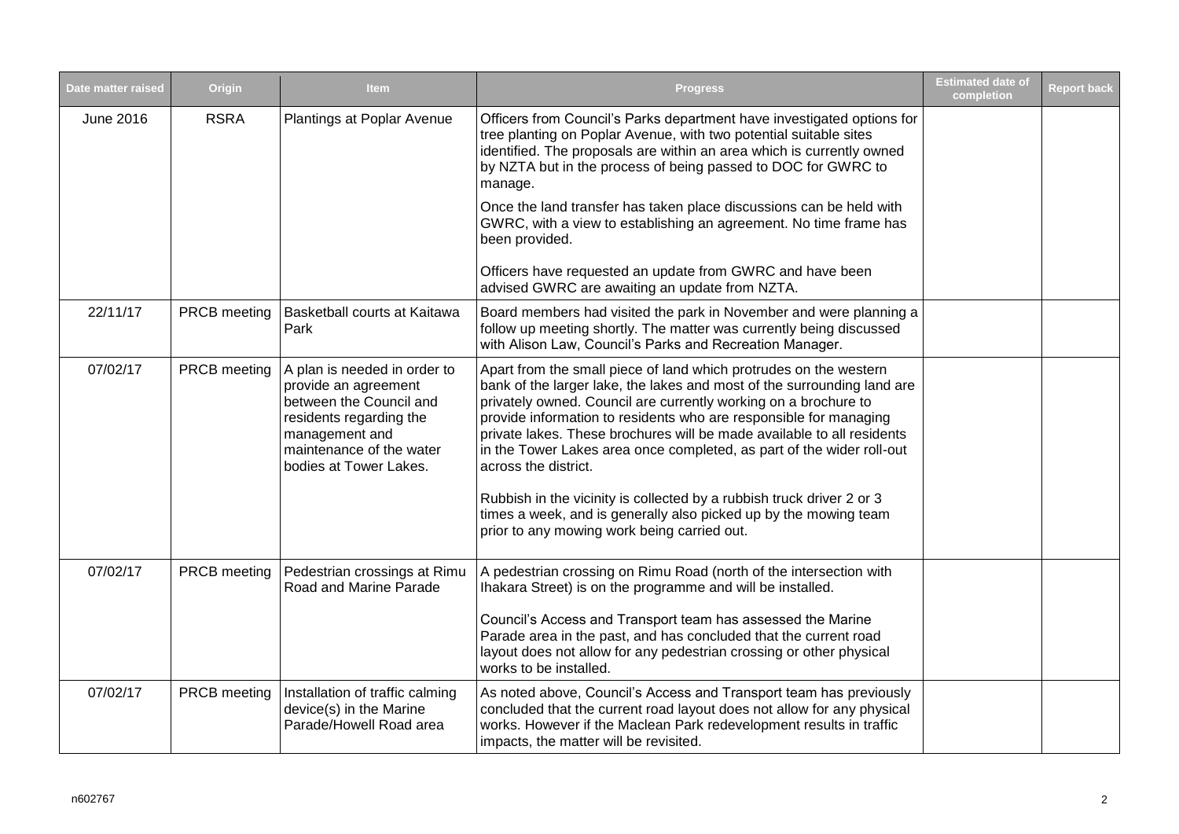| Date matter raised | Origin | Item | Progress | Estimated date of completion | Report back |
|---|---|---|---|---|---|
| June 2016 | RSRA | Plantings at Poplar Avenue | Officers from Council's Parks department have investigated options for tree planting on Poplar Avenue, with two potential suitable sites identified. The proposals are within an area which is currently owned by NZTA but in the process of being passed to DOC for GWRC to manage.<br><br>Once the land transfer has taken place discussions can be held with GWRC, with a view to establishing an agreement. No time frame has been provided.<br><br>Officers have requested an update from GWRC and have been advised GWRC are awaiting an update from NZTA. | | |
| 22/11/17 | PRCB meeting | Basketball courts at Kaitawa Park | Board members had visited the park in November and were planning a follow up meeting shortly. The matter was currently being discussed with Alison Law, Council's Parks and Recreation Manager. | | |
| 07/02/17 | PRCB meeting | A plan is needed in order to provide an agreement between the Council and residents regarding the management and maintenance of the water bodies at Tower Lakes. | Apart from the small piece of land which protrudes on the western bank of the larger lake, the lakes and most of the surrounding land are privately owned. Council are currently working on a brochure to provide information to residents who are responsible for managing private lakes. These brochures will be made available to all residents in the Tower Lakes area once completed, as part of the wider roll-out across the district.<br><br>Rubbish in the vicinity is collected by a rubbish truck driver 2 or 3 times a week, and is generally also picked up by the mowing team prior to any mowing work being carried out. | | |
| 07/02/17 | PRCB meeting | Pedestrian crossings at Rimu Road and Marine Parade | A pedestrian crossing on Rimu Road (north of the intersection with Ihakara Street) is on the programme and will be installed.<br><br>Council's Access and Transport team has assessed the Marine Parade area in the past, and has concluded that the current road layout does not allow for any pedestrian crossing or other physical works to be installed. | | |
| 07/02/17 | PRCB meeting | Installation of traffic calming device(s) in the Marine Parade/Howell Road area | As noted above, Council's Access and Transport team has previously concluded that the current road layout does not allow for any physical works. However if the Maclean Park redevelopment results in traffic impacts, the matter will be revisited. | | |

n602767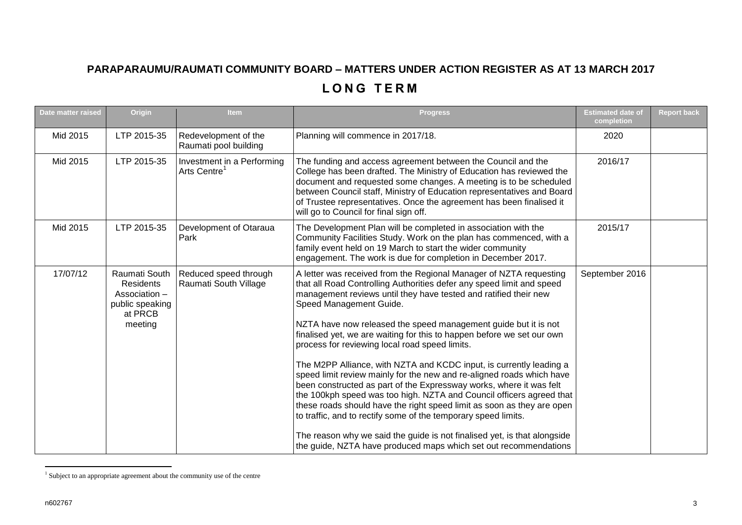## PARAPARAUMU/RAUMATI COMMUNITY BOARD – MATTERS UNDER ACTION REGISTER AS AT 13 MARCH 2017

## LONG TERM

| Date matter raised | Origin | Item | Progress | Estimated date of completion | Report back |
|---|---|---|---|---|---|
| Mid 2015 | LTP 2015-35 | Redevelopment of the Raumati pool building | Planning will commence in 2017/18. | 2020 | |
| Mid 2015 | LTP 2015-35 | Investment in a Performing Arts Centre[1] | The funding and access agreement between the Council and the College has been drafted. The Ministry of Education has reviewed the document and requested some changes. A meeting is to be scheduled between Council staff, Ministry of Education representatives and Board of Trustee representatives. Once the agreement has been finalised it will go to Council for final sign off. | 2016/17 | |
| Mid 2015 | LTP 2015-35 | Development of Otaraua Park | The Development Plan will be completed in association with the Community Facilities Study. Work on the plan has commenced, with a family event held on 19 March to start the wider community engagement. The work is due for completion in December 2017. | 2015/17 | |
| 17/07/12 | Raumati South Residents Association – public speaking at PRCB meeting | Reduced speed through Raumati South Village | A letter was received from the Regional Manager of NZTA requesting that all Road Controlling Authorities defer any speed limit and speed management reviews until they have tested and ratified their new Speed Management Guide.<br><br>NZTA have now released the speed management guide but it is not finalised yet, we are waiting for this to happen before we set our own process for reviewing local road speed limits.<br><br>The M2PP Alliance, with NZTA and KCDC input, is currently leading a speed limit review mainly for the new and re-aligned roads which have been constructed as part of the Expressway works, where it was felt the 100kph speed was too high. NZTA and Council officers agreed that these roads should have the right speed limit as soon as they are open to traffic, and to rectify some of the temporary speed limits.<br><br>The reason why we said the guide is not finalised yet, is that alongside the guide, NZTA have produced maps which set out recommendations | September 2016 | |

[1] Subject to an appropriate agreement about the community use of the centre

n602767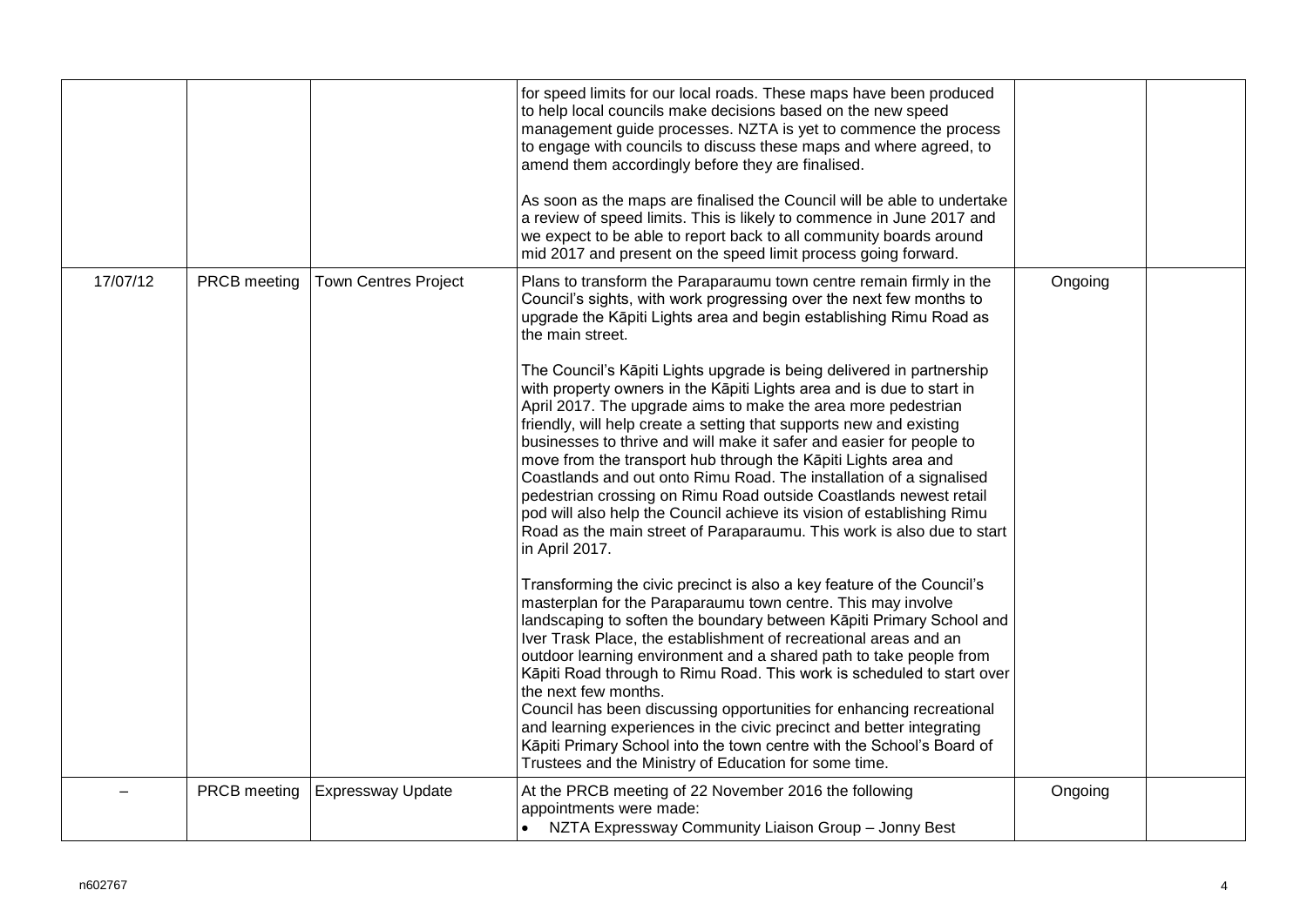| | | | | | |
|---|---|---|---|---|---|
| | | | for speed limits for our local roads. These maps have been produced to help local councils make decisions based on the new speed management guide processes. NZTA is yet to commence the process to engage with councils to discuss these maps and where agreed, to amend them accordingly before they are finalised.<br><br>As soon as the maps are finalised the Council will be able to undertake a review of speed limits. This is likely to commence in June 2017 and we expect to be able to report back to all community boards around mid 2017 and present on the speed limit process going forward. | | |
| 17/07/12 | PRCB meeting | Town Centres Project | Plans to transform the Paraparaumu town centre remain firmly in the Council's sights, with work progressing over the next few months to upgrade the Kāpiti Lights area and begin establishing Rimu Road as the main street.<br><br>The Council's Kāpiti Lights upgrade is being delivered in partnership with property owners in the Kāpiti Lights area and is due to start in April 2017. The upgrade aims to make the area more pedestrian friendly, will help create a setting that supports new and existing businesses to thrive and will make it safer and easier for people to move from the transport hub through the Kāpiti Lights area and Coastlands and out onto Rimu Road. The installation of a signalised pedestrian crossing on Rimu Road outside Coastlands newest retail pod will also help the Council achieve its vision of establishing Rimu Road as the main street of Paraparaumu. This work is also due to start in April 2017.<br><br>Transforming the civic precinct is also a key feature of the Council's masterplan for the Paraparaumu town centre. This may involve landscaping to soften the boundary between Kāpiti Primary School and Iver Trask Place, the establishment of recreational areas and an outdoor learning environment and a shared path to take people from Kāpiti Road through to Rimu Road. This work is scheduled to start over the next few months.<br>Council has been discussing opportunities for enhancing recreational and learning experiences in the civic precinct and better integrating Kāpiti Primary School into the town centre with the School's Board of Trustees and the Ministry of Education for some time. | Ongoing | |
| – | PRCB meeting | Expressway Update | At the PRCB meeting of 22 November 2016 the following appointments were made:<br>• NZTA Expressway Community Liaison Group – Jonny Best | Ongoing | |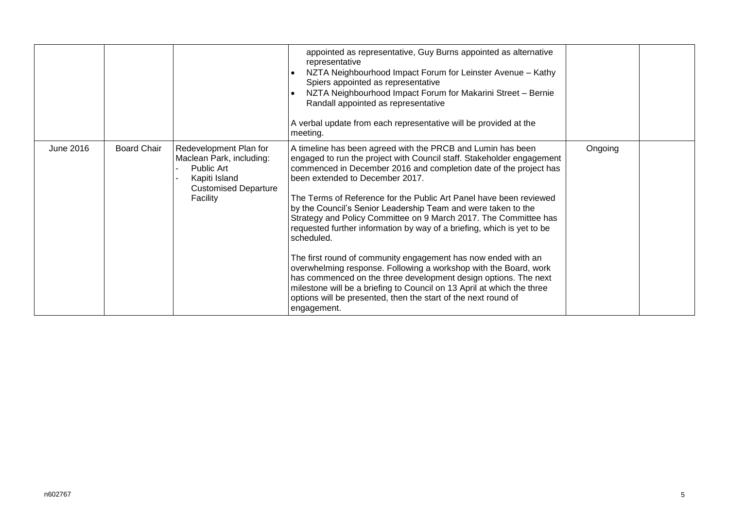| | | | | | |
|---|---|---|---|---|---|
| | | | appointed as representative, Guy Burns appointed as alternative representative<br>• NZTA Neighbourhood Impact Forum for Leinster Avenue – Kathy Spiers appointed as representative<br>• NZTA Neighbourhood Impact Forum for Makarini Street – Bernie Randall appointed as representative<br><br>A verbal update from each representative will be provided at the meeting. | | |
| June 2016 | Board Chair | Redevelopment Plan for Maclean Park, including:<br>- Public Art<br>- Kapiti Island Customised Departure Facility | A timeline has been agreed with the PRCB and Lumin has been engaged to run the project with Council staff. Stakeholder engagement commenced in December 2016 and completion date of the project has been extended to December 2017.<br><br>The Terms of Reference for the Public Art Panel have been reviewed by the Council's Senior Leadership Team and were taken to the Strategy and Policy Committee on 9 March 2017. The Committee has requested further information by way of a briefing, which is yet to be scheduled.<br><br>The first round of community engagement has now ended with an overwhelming response. Following a workshop with the Board, work has commenced on the three development design options. The next milestone will be a briefing to Council on 13 April at which the three options will be presented, then the start of the next round of engagement. | Ongoing | |

n602767